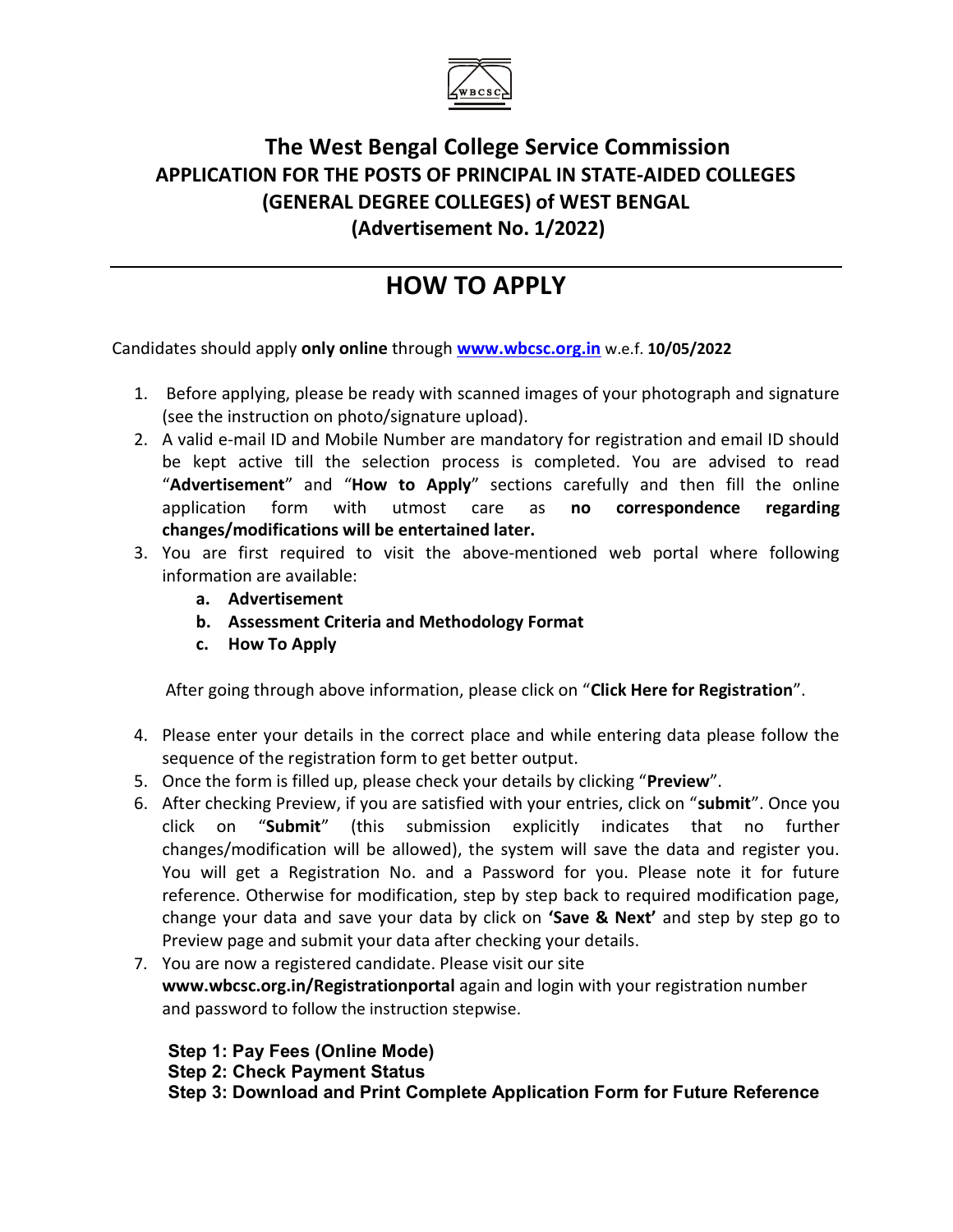# The West Bengal College Service Commission

## APPLICATION FOR THE POSTS OF PRINCIPAL IN STATE-AIDED COLLEGES (GENERAL DEGREE COLLEGES) of WEST BENGAL (Advertisement No. 1/2022)

---

## HOW TO APPLY

Candidates should apply **only online** through **www.wbcsc.org.in** w.e.f. **10/05/2022**

1. Before applying, please be ready with scanned images of your photograph and signature (see the instruction on photo/signature upload).
2. A valid e-mail ID and Mobile Number are mandatory for registration and email ID should be kept active till the selection process is completed. You are advised to read "**Advertisement**" and "**How to Apply**" sections carefully and then fill the online application form with utmost care as **no correspondence regarding changes/modifications will be entertained later.**
3. You are first required to visit the above-mentioned web portal where following information are available:
   a. **Advertisement**
   b. **Assessment Criteria and Methodology Format**
   c. **How To Apply**

   After going through above information, please click on "**Click Here for Registration**".

4. Please enter your details in the correct place and while entering data please follow the sequence of the registration form to get better output.
5. Once the form is filled up, please check your details by clicking "**Preview**".
6. After checking Preview, if you are satisfied with your entries, click on "**submit**". Once you click on "**Submit**" (this submission explicitly indicates that no further changes/modification will be allowed), the system will save the data and register you. You will get a Registration No. and a Password for you. Please note it for future reference. Otherwise for modification, step by step back to required modification page, change your data and save your data by click on **'Save & Next'** and step by step go to Preview page and submit your data after checking your details.
7. You are now a registered candidate. Please visit our site **www.wbcsc.org.in/Registrationportal** again and login with your registration number and password to follow the instruction stepwise.

   **Step 1: Pay Fees (Online Mode)**
   **Step 2: Check Payment Status**
   **Step 3: Download and Print Complete Application Form for Future Reference**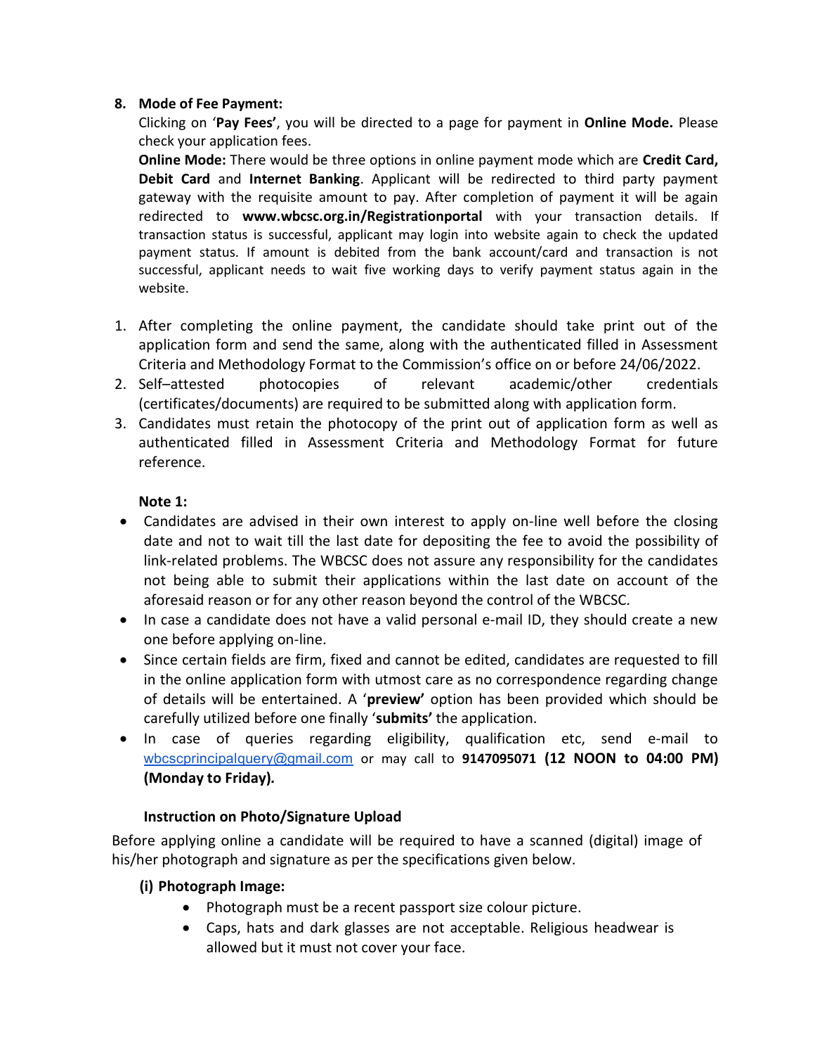8. **Mode of Fee Payment:**

   Clicking on '**Pay Fees'**, you will be directed to a page for payment in **Online Mode.** Please check your application fees.

   **Online Mode:** There would be three options in online payment mode which are **Credit Card, Debit Card** and **Internet Banking**. Applicant will be redirected to third party payment gateway with the requisite amount to pay. After completion of payment it will be again redirected to **www.wbcsc.org.in/Registrationportal** with your transaction details. If transaction status is successful, applicant may login into website again to check the updated payment status. If amount is debited from the bank account/card and transaction is not successful, applicant needs to wait five working days to verify payment status again in the website.

1. After completing the online payment, the candidate should take print out of the application form and send the same, along with the authenticated filled in Assessment Criteria and Methodology Format to the Commission's office on or before 24/06/2022.
2. Self–attested photocopies of relevant academic/other credentials (certificates/documents) are required to be submitted along with application form.
3. Candidates must retain the photocopy of the print out of application form as well as authenticated filled in Assessment Criteria and Methodology Format for future reference.

**Note 1:**

- Candidates are advised in their own interest to apply on-line well before the closing date and not to wait till the last date for depositing the fee to avoid the possibility of link-related problems. The WBCSC does not assure any responsibility for the candidates not being able to submit their applications within the last date on account of the aforesaid reason or for any other reason beyond the control of the WBCSC.
- In case a candidate does not have a valid personal e-mail ID, they should create a new one before applying on-line.
- Since certain fields are firm, fixed and cannot be edited, candidates are requested to fill in the online application form with utmost care as no correspondence regarding change of details will be entertained. A '**preview'** option has been provided which should be carefully utilized before one finally '**submits'** the application.
- In case of queries regarding eligibility, qualification etc, send e-mail to wbcscprincipalquery@gmail.com or may call to **9147095071 (12 NOON to 04:00 PM) (Monday to Friday).**

**Instruction on Photo/Signature Upload**

Before applying online a candidate will be required to have a scanned (digital) image of his/her photograph and signature as per the specifications given below.

**(i) Photograph Image:**

- Photograph must be a recent passport size colour picture.
- Caps, hats and dark glasses are not acceptable. Religious headwear is allowed but it must not cover your face.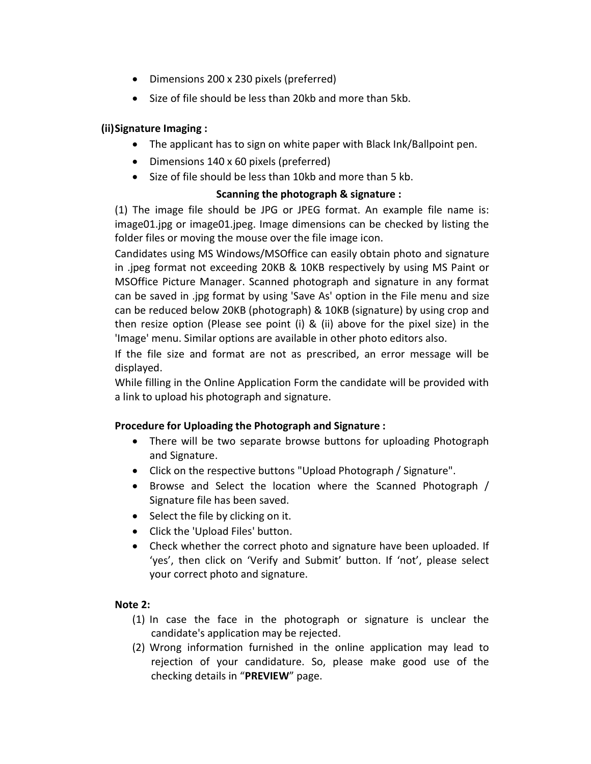- Dimensions 200 x 230 pixels (preferred)
- Size of file should be less than 20kb and more than 5kb.

**(ii) Signature Imaging :**

- The applicant has to sign on white paper with Black Ink/Ballpoint pen.
- Dimensions 140 x 60 pixels (preferred)
- Size of file should be less than 10kb and more than 5 kb.

**Scanning the photograph & signature :**

(1) The image file should be JPG or JPEG format. An example file name is: image01.jpg or image01.jpeg. Image dimensions can be checked by listing the folder files or moving the mouse over the file image icon.

Candidates using MS Windows/MSOffice can easily obtain photo and signature in .jpeg format not exceeding 20KB & 10KB respectively by using MS Paint or MSOffice Picture Manager. Scanned photograph and signature in any format can be saved in .jpg format by using 'Save As' option in the File menu and size can be reduced below 20KB (photograph) & 10KB (signature) by using crop and then resize option (Please see point (i) & (ii) above for the pixel size) in the 'Image' menu. Similar options are available in other photo editors also.

If the file size and format are not as prescribed, an error message will be displayed.

While filling in the Online Application Form the candidate will be provided with a link to upload his photograph and signature.

**Procedure for Uploading the Photograph and Signature :**

- There will be two separate browse buttons for uploading Photograph and Signature.
- Click on the respective buttons "Upload Photograph / Signature".
- Browse and Select the location where the Scanned Photograph / Signature file has been saved.
- Select the file by clicking on it.
- Click the 'Upload Files' button.
- Check whether the correct photo and signature have been uploaded. If ‘yes’, then click on ‘Verify and Submit’ button. If ‘not’, please select your correct photo and signature.

**Note 2:**

(1) In case the face in the photograph or signature is unclear the candidate's application may be rejected.

(2) Wrong information furnished in the online application may lead to rejection of your candidature. So, please make good use of the checking details in “**PREVIEW**” page.